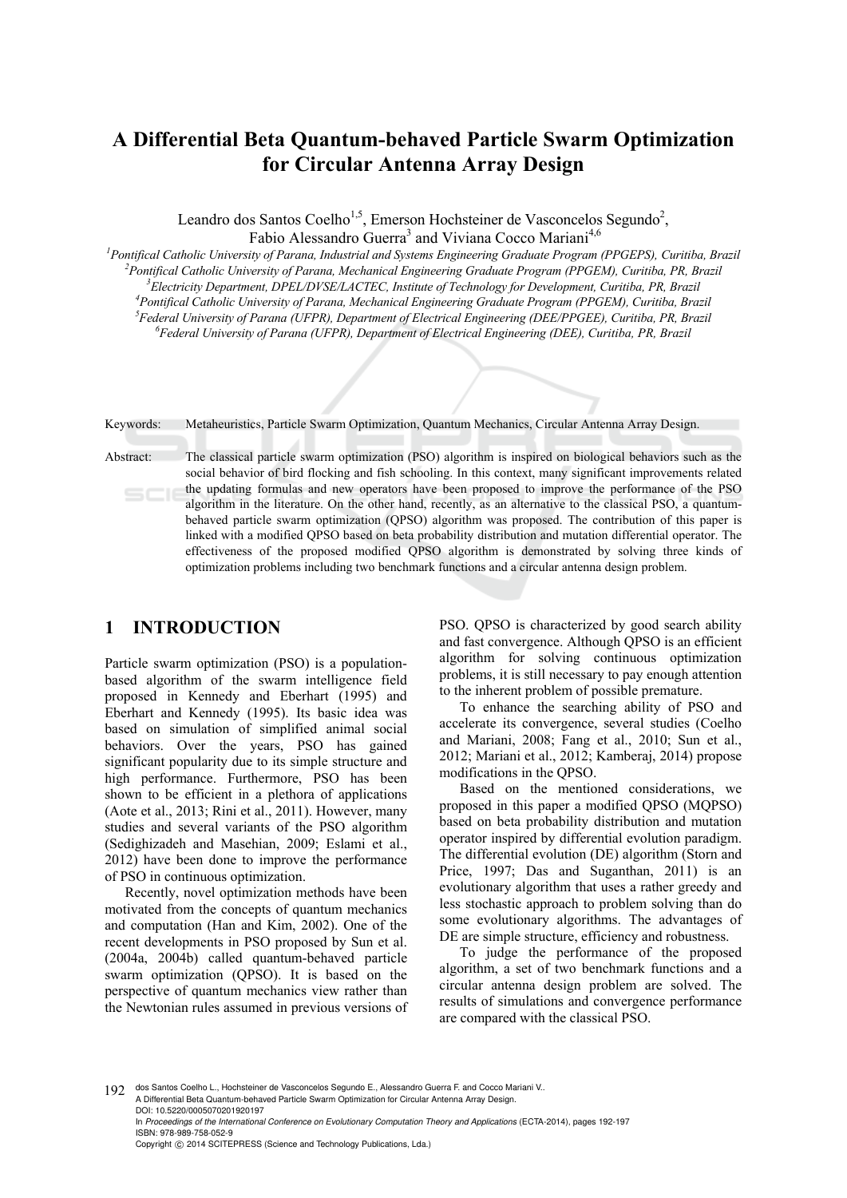# A Differential Beta Quantum-behaved Particle Swarm Optimization for Circular Antenna Array Design

Leandro dos Santos Coelho[1,5], Emerson Hochsteiner de Vasconcelos Segundo[2], Fabio Alessandro Guerra[3] and Viviana Cocco Mariani[4,6]

[1]*Pontifical Catholic University of Parana, Industrial and Systems Engineering Graduate Program (PPGEPS), Curitiba, Brazil*
[2]*Pontifical Catholic University of Parana, Mechanical Engineering Graduate Program (PPGEM), Curitiba, PR, Brazil*
[3]*Electricity Department, DPEL/DVSE/LACTEC, Institute of Technology for Development, Curitiba, PR, Brazil*
[4]*Pontifical Catholic University of Parana, Mechanical Engineering Graduate Program (PPGEM), Curitiba, Brazil*
[5]*Federal University of Parana (UFPR), Department of Electrical Engineering (DEE/PPGEE), Curitiba, PR, Brazil*
[6]*Federal University of Parana (UFPR), Department of Electrical Engineering (DEE), Curitiba, PR, Brazil*

Keywords: Metaheuristics, Particle Swarm Optimization, Quantum Mechanics, Circular Antenna Array Design.

Abstract: The classical particle swarm optimization (PSO) algorithm is inspired on biological behaviors such as the social behavior of bird flocking and fish schooling. In this context, many significant improvements related the updating formulas and new operators have been proposed to improve the performance of the PSO algorithm in the literature. On the other hand, recently, as an alternative to the classical PSO, a quantum-behaved particle swarm optimization (QPSO) algorithm was proposed. The contribution of this paper is linked with a modified QPSO based on beta probability distribution and mutation differential operator. The effectiveness of the proposed modified QPSO algorithm is demonstrated by solving three kinds of optimization problems including two benchmark functions and a circular antenna design problem.

## 1 INTRODUCTION

Particle swarm optimization (PSO) is a population-based algorithm of the swarm intelligence field proposed in Kennedy and Eberhart (1995) and Eberhart and Kennedy (1995). Its basic idea was based on simulation of simplified animal social behaviors. Over the years, PSO has gained significant popularity due to its simple structure and high performance. Furthermore, PSO has been shown to be efficient in a plethora of applications (Aote et al., 2013; Rini et al., 2011). However, many studies and several variants of the PSO algorithm (Sedighizadeh and Masehian, 2009; Eslami et al., 2012) have been done to improve the performance of PSO in continuous optimization.

Recently, novel optimization methods have been motivated from the concepts of quantum mechanics and computation (Han and Kim, 2002). One of the recent developments in PSO proposed by Sun et al. (2004a, 2004b) called quantum-behaved particle swarm optimization (QPSO). It is based on the perspective of quantum mechanics view rather than the Newtonian rules assumed in previous versions of PSO. QPSO is characterized by good search ability and fast convergence. Although QPSO is an efficient algorithm for solving continuous optimization problems, it is still necessary to pay enough attention to the inherent problem of possible premature.

To enhance the searching ability of PSO and accelerate its convergence, several studies (Coelho and Mariani, 2008; Fang et al., 2010; Sun et al., 2012; Mariani et al., 2012; Kamberaj, 2014) propose modifications in the QPSO.

Based on the mentioned considerations, we proposed in this paper a modified QPSO (MQPSO) based on beta probability distribution and mutation operator inspired by differential evolution paradigm. The differential evolution (DE) algorithm (Storn and Price, 1997; Das and Suganthan, 2011) is an evolutionary algorithm that uses a rather greedy and less stochastic approach to problem solving than do some evolutionary algorithms. The advantages of DE are simple structure, efficiency and robustness.

To judge the performance of the proposed algorithm, a set of two benchmark functions and a circular antenna design problem are solved. The results of simulations and convergence performance are compared with the classical PSO.

dos Santos Coelho L., Hochsteiner de Vasconcelos Segundo E., Alessandro Guerra F. and Cocco Mariani V..
A Differential Beta Quantum-behaved Particle Swarm Optimization for Circular Antenna Array Design.
DOI: 10.5220/0005070201920197
In *Proceedings of the International Conference on Evolutionary Computation Theory and Applications* (ECTA-2014), pages 192-197
ISBN: 978-989-758-052-9
Copyright © 2014 SCITEPRESS (Science and Technology Publications, Lda.)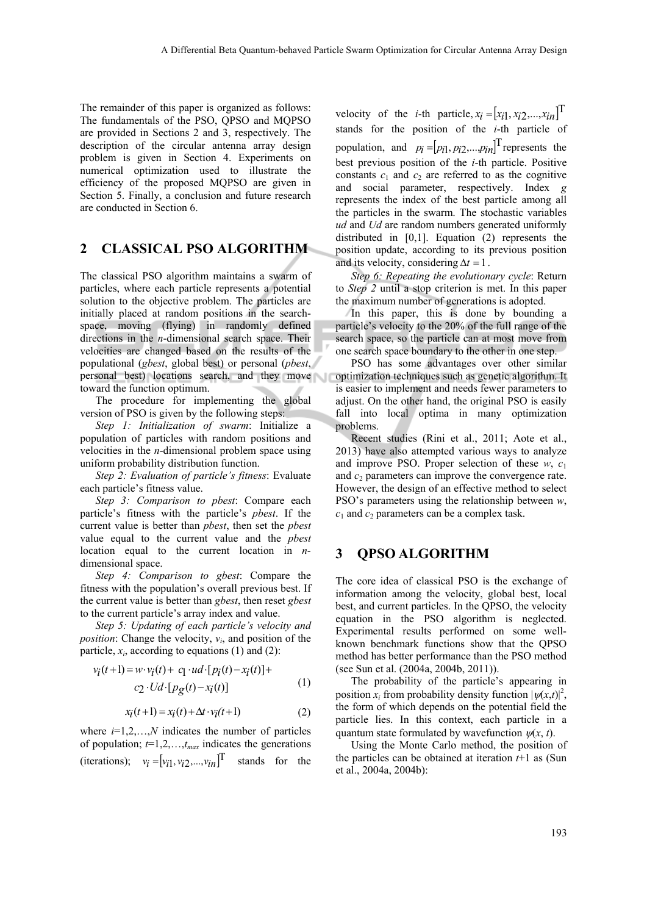The remainder of this paper is organized as follows: The fundamentals of the PSO, QPSO and MQPSO are provided in Sections 2 and 3, respectively. The description of the circular antenna array design problem is given in Section 4. Experiments on numerical optimization used to illustrate the efficiency of the proposed MQPSO are given in Section 5. Finally, a conclusion and future research are conducted in Section 6.

## 2 CLASSICAL PSO ALGORITHM

The classical PSO algorithm maintains a swarm of particles, where each particle represents a potential solution to the objective problem. The particles are initially placed at random positions in the search-space, moving (flying) in randomly defined directions in the $n$-dimensional search space. Their velocities are changed based on the results of the populational (*gbest*, global best) or personal (*pbest*, personal best) locations search, and they move toward the function optimum.

The procedure for implementing the global version of PSO is given by the following steps:

*Step 1: Initialization of swarm*: Initialize a population of particles with random positions and velocities in the $n$-dimensional problem space using uniform probability distribution function.

*Step 2: Evaluation of particle's fitness*: Evaluate each particle's fitness value.

*Step 3: Comparison to pbest*: Compare each particle's fitness with the particle's *pbest*. If the current value is better than *pbest*, then set the *pbest* value equal to the current value and the *pbest* location equal to the current location in $n$-dimensional space.

*Step 4: Comparison to gbest*: Compare the fitness with the population's overall previous best. If the current value is better than *gbest*, then reset *gbest* to the current particle's array index and value.

*Step 5: Updating of each particle's velocity and position*: Change the velocity, $v_i$, and position of the particle, $x_i$, according to equations (1) and (2):

$$v_i(t+1) = w \cdot v_i(t) + c_1 \cdot ud \cdot [p_i(t) - x_i(t)] + c_2 \cdot Ud \cdot [p_g(t) - x_i(t)] \tag{1}$$

$$x_i(t+1) = x_i(t) + \Delta t \cdot v_i(t+1) \tag{2}$$

where $i=1,2,\ldots,N$ indicates the number of particles of population; $t=1,2,\ldots,t_{max}$ indicates the generations (iterations); $v_i = [v_{i1}, v_{i2}, \ldots, v_{in}]^{\mathrm{T}}$ stands for the velocity of the $i$-th particle, $x_i = [x_{i1}, x_{i2}, \ldots, x_{in}]^{\mathrm{T}}$ stands for the position of the $i$-th particle of population, and $p_i = [p_{i1}, p_{i2}, \ldots, p_{in}]^{\mathrm{T}}$ represents the best previous position of the $i$-th particle. Positive constants $c_1$ and $c_2$ are referred to as the cognitive and social parameter, respectively. Index $g$ represents the index of the best particle among all the particles in the swarm. The stochastic variables $ud$ and $Ud$ are random numbers generated uniformly distributed in [0,1]. Equation (2) represents the position update, according to its previous position and its velocity, considering $\Delta t = 1$.

*Step 6: Repeating the evolutionary cycle*: Return to *Step 2* until a stop criterion is met. In this paper the maximum number of generations is adopted.

In this paper, this is done by bounding a particle's velocity to the 20% of the full range of the search space, so the particle can at most move from one search space boundary to the other in one step.

PSO has some advantages over other similar optimization techniques such as genetic algorithm. It is easier to implement and needs fewer parameters to adjust. On the other hand, the original PSO is easily fall into local optima in many optimization problems.

Recent studies (Rini et al., 2011; Aote et al., 2013) have also attempted various ways to analyze and improve PSO. Proper selection of these $w$, $c_1$ and $c_2$ parameters can improve the convergence rate. However, the design of an effective method to select PSO's parameters using the relationship between $w$, $c_1$ and $c_2$ parameters can be a complex task.

## 3 QPSO ALGORITHM

The core idea of classical PSO is the exchange of information among the velocity, global best, local best, and current particles. In the QPSO, the velocity equation in the PSO algorithm is neglected. Experimental results performed on some well-known benchmark functions show that the QPSO method has better performance than the PSO method (see Sun et al. (2004a, 2004b, 2011)).

The probability of the particle's appearing in position $x_i$ from probability density function $|\psi(x,t)|^2$, the form of which depends on the potential field the particle lies. In this context, each particle in a quantum state formulated by wavefunction $\psi(x, t)$.

Using the Monte Carlo method, the position of the particles can be obtained at iteration $t+1$ as (Sun et al., 2004a, 2004b):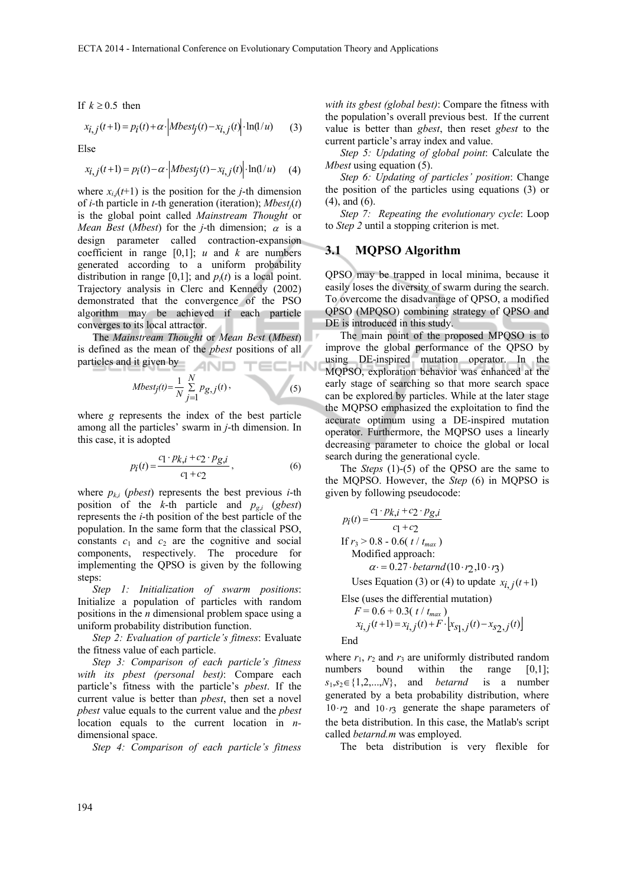If $k \geq 0.5$ then

$$x_{i,j}(t+1) = p_i(t) + \alpha \cdot \left| Mbest_j(t) - x_{i,j}(t) \right| \cdot \ln(1/u) \quad (3)$$

Else

$$x_{i,j}(t+1) = p_i(t) - \alpha \cdot \left| Mbest_j(t) - x_{i,j}(t) \right| \cdot \ln(1/u) \quad (4)$$

where $x_{i,j}(t+1)$ is the position for the $j$-th dimension of $i$-th particle in $t$-th generation (iteration); $Mbest_j(t)$ is the global point called *Mainstream Thought* or *Mean Best* (*Mbest*) for the $j$-th dimension; $\alpha$ is a design parameter called contraction-expansion coefficient in range [0,1]; $u$ and $k$ are numbers generated according to a uniform probability distribution in range [0,1]; and $p_i(t)$ is a local point. Trajectory analysis in Clerc and Kennedy (2002) demonstrated that the convergence of the PSO algorithm may be achieved if each particle converges to its local attractor.

The *Mainstream Thought* or *Mean Best* (*Mbest*) is defined as the mean of the *pbest* positions of all particles and it given by

$$Mbest_j(t) = \frac{1}{N} \sum_{j=1}^{N} p_{g,j}(t), \quad (5)$$

where $g$ represents the index of the best particle among all the particles' swarm in $j$-th dimension. In this case, it is adopted

$$p_i(t) = \frac{c_1 \cdot p_{k,i} + c_2 \cdot p_{g,i}}{c_1 + c_2}, \quad (6)$$

where $p_{k,i}$ (*pbest*) represents the best previous $i$-th position of the $k$-th particle and $p_{g,i}$ (*gbest*) represents the $i$-th position of the best particle of the population. In the same form that the classical PSO, constants $c_1$ and $c_2$ are the cognitive and social components, respectively. The procedure for implementing the QPSO is given by the following steps:

*Step 1: Initialization of swarm positions*: Initialize a population of particles with random positions in the $n$ dimensional problem space using a uniform probability distribution function.

*Step 2: Evaluation of particle's fitness*: Evaluate the fitness value of each particle.

*Step 3: Comparison of each particle's fitness with its pbest (personal best)*: Compare each particle's fitness with the particle's *pbest*. If the current value is better than *pbest*, then set a novel *pbest* value equals to the current value and the *pbest* location equals to the current location in $n$-dimensional space.

*Step 4: Comparison of each particle's fitness with its gbest (global best)*: Compare the fitness with the population's overall previous best. If the current value is better than *gbest*, then reset *gbest* to the current particle's array index and value.

*Step 5: Updating of global point*: Calculate the *Mbest* using equation (5).

*Step 6: Updating of particles' position*: Change the position of the particles using equations (3) or (4), and (6).

*Step 7: Repeating the evolutionary cycle*: Loop to *Step 2* until a stopping criterion is met.

## 3.1 MQPSO Algorithm

QPSO may be trapped in local minima, because it easily loses the diversity of swarm during the search. To overcome the disadvantage of QPSO, a modified QPSO (MPQSO) combining strategy of QPSO and DE is introduced in this study.

The main point of the proposed MPQSO is to improve the global performance of the QPSO by using DE-inspired mutation operator. In the MQPSO, exploration behavior was enhanced at the early stage of searching so that more search space can be explored by particles. While at the later stage the MQPSO emphasized the exploitation to find the accurate optimum using a DE-inspired mutation operator. Furthermore, the MQPSO uses a linearly decreasing parameter to choice the global or local search during the generational cycle.

The *Steps* (1)-(5) of the QPSO are the same to the MQPSO. However, the *Step* (6) in MQPSO is given by following pseudocode:

$$p_i(t) = \frac{c_1 \cdot p_{k,i} + c_2 \cdot p_{g,i}}{c_1 + c_2}$$

If $r_3 > 0.8 - 0.6(t / t_{max})$
  Modified approach:
    $\alpha = 0.27 \cdot betarnd(10 \cdot r_2, 10 \cdot r_3)$
  Uses Equation (3) or (4) to update $x_{i,j}(t+1)$
Else (uses the differential mutation)
  $F = 0.6 + 0.3(t / t_{max})$
  $x_{i,j}(t+1) = x_{i,j}(t) + F \cdot \left[ x_{s_1,j}(t) - x_{s_2,j}(t) \right]$
End

where $r_1$, $r_2$ and $r_3$ are uniformly distributed random numbers bound within the range [0,1]; $s_1, s_2 \in \{1,2,...,N\}$, and *betarnd* is a number generated by a beta probability distribution, where $10 \cdot r_2$ and $10 \cdot r_3$ generate the shape parameters of the beta distribution. In this case, the Matlab's script called *betarnd.m* was employed.

The beta distribution is very flexible for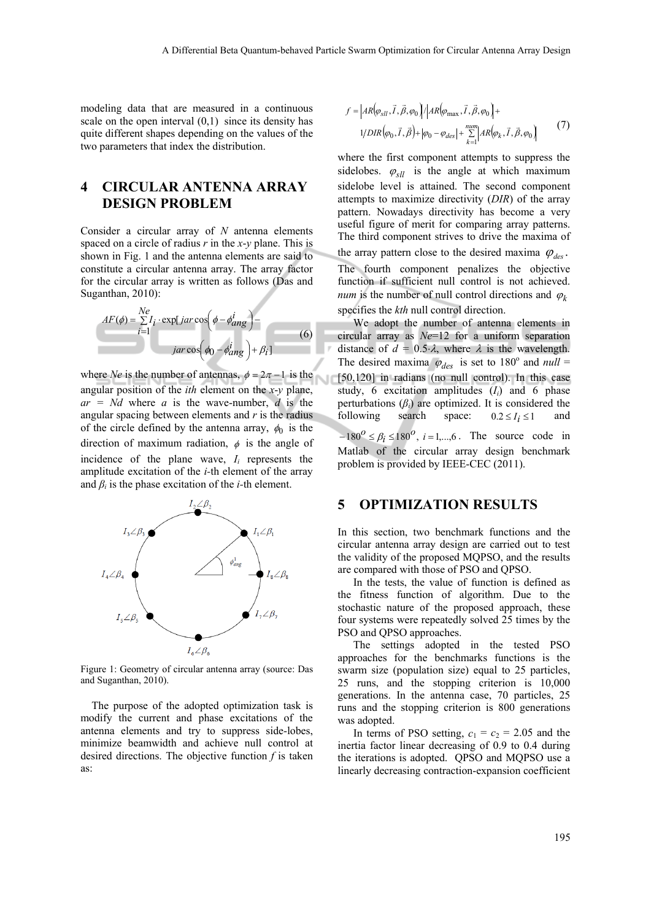modeling data that are measured in a continuous scale on the open interval (0,1) since its density has quite different shapes depending on the values of the two parameters that index the distribution.

## 4 CIRCULAR ANTENNA ARRAY DESIGN PROBLEM

Consider a circular array of *N* antenna elements spaced on a circle of radius *r* in the *x-y* plane. This is shown in Fig. 1 and the antenna elements are said to constitute a circular antenna array. The array factor for the circular array is written as follows (Das and Suganthan, 2010):

$$AF(\phi) = \sum_{i=1}^{Ne} I_i \cdot \exp[\, jar\cos\left(\phi - \phi_{ang}^{i}\right) - jar\cos\left(\phi_0 - \phi_{ang}^{i}\right) + \beta_i] \tag{6}$$

where *Ne* is the number of antennas, $\phi = 2\pi - 1$ is the angular position of the *ith* element on the *x-y* plane, $ar = Nd$ where *a* is the wave-number, *d* is the angular spacing between elements and *r* is the radius of the circle defined by the antenna array, $\phi_0$ is the direction of maximum radiation, $\phi$ is the angle of incidence of the plane wave, $I_i$ represents the amplitude excitation of the *i*-th element of the array and $\beta_i$ is the phase excitation of the *i*-th element.

Figure 1: Geometry of circular antenna array (source: Das and Suganthan, 2010).

The purpose of the adopted optimization task is modify the current and phase excitations of the antenna elements and try to suppress side-lobes, minimize beamwidth and achieve null control at desired directions. The objective function *f* is taken as:

$$f = \left|AR\left(\varphi_{sll}, \vec{I}, \vec{\beta}, \varphi_0\right)\right| / \left|AR\left(\varphi_{\max}, \vec{I}, \vec{\beta}, \varphi_0\right)\right| + 1/DIR\left(\varphi_0, \vec{I}, \vec{\beta}\right) + \left|\varphi_0 - \varphi_{des}\right| + \sum_{k=1}^{num}\left|AR\left(\varphi_k, \vec{I}, \vec{\beta}, \varphi_0\right)\right| \tag{7}$$

where the first component attempts to suppress the sidelobes. $\varphi_{sll}$ is the angle at which maximum sidelobe level is attained. The second component attempts to maximize directivity (*DIR*) of the array pattern. Nowadays directivity has become a very useful figure of merit for comparing array patterns. The third component strives to drive the maxima of the array pattern close to the desired maxima $\varphi_{des}$. The fourth component penalizes the objective function if sufficient null control is not achieved. *num* is the number of null control directions and $\varphi_k$ specifies the *kth* null control direction.

We adopt the number of antenna elements in circular array as *Ne*=12 for a uniform separation distance of $d = 0.5 \cdot \lambda$, where $\lambda$ is the wavelength. The desired maxima $\varphi_{des}$ is set to 180° and *null* = [50,120] in radians (no null control). In this case study, 6 excitation amplitudes ($I_i$) and 6 phase perturbations ($\beta_i$) are optimized. It is considered the following search space: $0.2 \le I_i \le 1$ and $-180^o \le \beta_i \le 180^o$, $i = 1,...,6$. The source code in Matlab of the circular array design benchmark problem is provided by IEEE-CEC (2011).

## 5 OPTIMIZATION RESULTS

In this section, two benchmark functions and the circular antenna array design are carried out to test the validity of the proposed MQPSO, and the results are compared with those of PSO and QPSO.

In the tests, the value of function is defined as the fitness function of algorithm. Due to the stochastic nature of the proposed approach, these four systems were repeatedly solved 25 times by the PSO and QPSO approaches.

The settings adopted in the tested PSO approaches for the benchmarks functions is the swarm size (population size) equal to 25 particles, 25 runs, and the stopping criterion is 10,000 generations. In the antenna case, 70 particles, 25 runs and the stopping criterion is 800 generations was adopted.

In terms of PSO setting, $c_1 = c_2 = 2.05$ and the inertia factor linear decreasing of 0.9 to 0.4 during the iterations is adopted. QPSO and MQPSO use a linearly decreasing contraction-expansion coefficient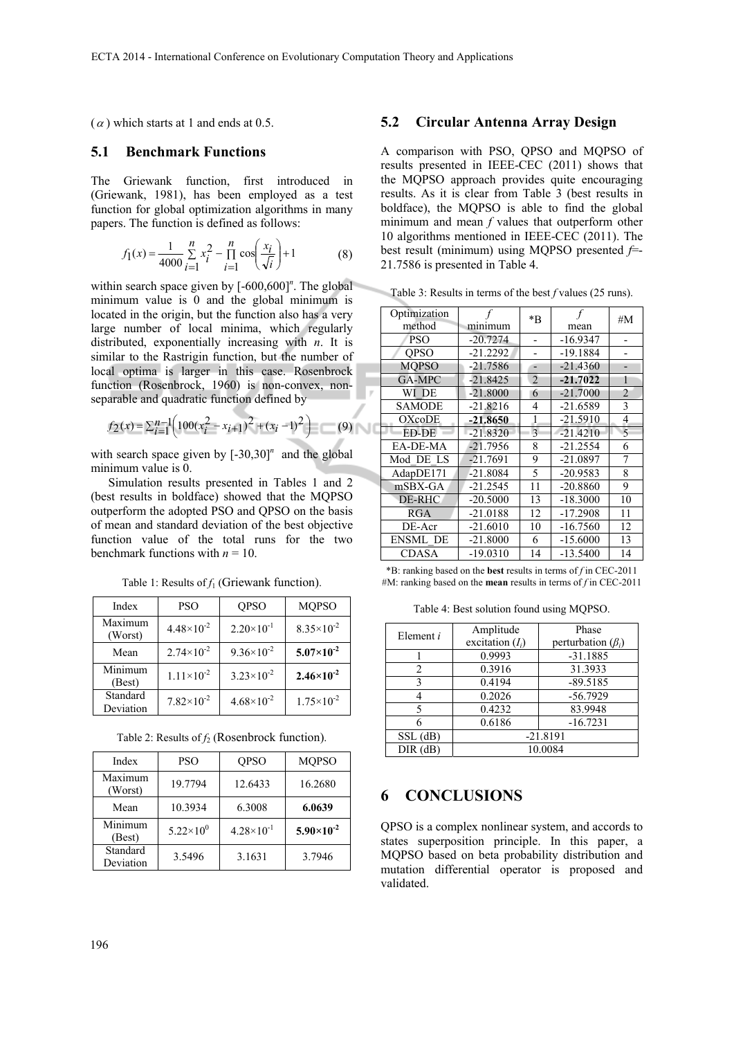($\alpha$) which starts at 1 and ends at 0.5.

### 5.1 Benchmark Functions

The Griewank function, first introduced in (Griewank, 1981), has been employed as a test function for global optimization algorithms in many papers. The function is defined as follows:

$$f_1(x) = \frac{1}{4000} \sum_{i=1}^{n} x_i^2 - \prod_{i=1}^{n} \cos\left(\frac{x_i}{\sqrt{i}}\right) + 1 \tag{8}$$

within search space given by $[-600,600]^n$. The global minimum value is 0 and the global minimum is located in the origin, but the function also has a very large number of local minima, which regularly distributed, exponentially increasing with $n$. It is similar to the Rastrigin function, but the number of local optima is larger in this case. Rosenbrock function (Rosenbrock, 1960) is non-convex, non-separable and quadratic function defined by

$$f_2(x) = \sum_{i=1}^{n-1}\left(100(x_i^2 - x_{i+1})^2 + (x_i - 1)^2\right) \tag{9}$$

with search space given by $[-30,30]^n$ and the global minimum value is 0.

Simulation results presented in Tables 1 and 2 (best results in boldface) showed that the MQPSO outperform the adopted PSO and QPSO on the basis of mean and standard deviation of the best objective function value of the total runs for the two benchmark functions with $n = 10$.

Table 1: Results of $f_1$ (Griewank function).

| Index | PSO | QPSO | MQPSO |
|---|---|---|---|
| Maximum (Worst) | $4.48\times10^{-2}$ | $2.20\times10^{-1}$ | $8.35\times10^{-2}$ |
| Mean | $2.74\times10^{-2}$ | $9.36\times10^{-2}$ | $\mathbf{5.07\times10^{-2}}$ |
| Minimum (Best) | $1.11\times10^{-2}$ | $3.23\times10^{-2}$ | $\mathbf{2.46\times10^{-2}}$ |
| Standard Deviation | $7.82\times10^{-2}$ | $4.68\times10^{-2}$ | $1.75\times10^{-2}$ |

Table 2: Results of $f_2$ (Rosenbrock function).

| Index | PSO | QPSO | MQPSO |
|---|---|---|---|
| Maximum (Worst) | 19.7794 | 12.6433 | 16.2680 |
| Mean | 10.3934 | 6.3008 | **6.0639** |
| Minimum (Best) | $5.22\times10^{0}$ | $4.28\times10^{-1}$ | $\mathbf{5.90\times10^{-2}}$ |
| Standard Deviation | 3.5496 | 3.1631 | 3.7946 |

### 5.2 Circular Antenna Array Design

A comparison with PSO, QPSO and MQPSO of results presented in IEEE-CEC (2011) shows that the MQPSO approach provides quite encouraging results. As it is clear from Table 3 (best results in boldface), the MQPSO is able to find the global minimum and mean $f$ values that outperform other 10 algorithms mentioned in IEEE-CEC (2011). The best result (minimum) using MQPSO presented $f$=-21.7586 is presented in Table 4.

Table 3: Results in terms of the best $f$ values (25 runs).

| Optimization method | $f$ minimum | *B | $f$ mean | #M |
|---|---|---|---|---|
| PSO | -20.7274 | - | -16.9347 | - |
| QPSO | -21.2292 | - | -19.1884 | - |
| MQPSO | -21.7586 | - | -21.4360 | - |
| GA-MPC | -21.8425 | 2 | **-21.7022** | 1 |
| WI_DE | -21.8000 | 6 | -21.7000 | 2 |
| SAMODE | -21.8216 | 4 | -21.6589 | 3 |
| OXcoDE | **-21.8650** | 1 | -21.5910 | 4 |
| ED-DE | -21.8320 | 3 | -21.4210 | 5 |
| EA-DE-MA | -21.7956 | 8 | -21.2554 | 6 |
| Mod_DE_LS | -21.7691 | 9 | -21.0897 | 7 |
| AdapDE171 | -21.8084 | 5 | -20.9583 | 8 |
| mSBX-GA | -21.2545 | 11 | -20.8860 | 9 |
| DE-RHC | -20.5000 | 13 | -18.3000 | 10 |
| RGA | -21.0188 | 12 | -17.2908 | 11 |
| DE-Acr | -21.6010 | 10 | -16.7560 | 12 |
| ENSML_DE | -21.8000 | 6 | -15.6000 | 13 |
| CDASA | -19.0310 | 14 | -13.5400 | 14 |

*B: ranking based on the **best** results in terms of $f$ in CEC-2011
#M: ranking based on the **mean** results in terms of $f$ in CEC-2011

Table 4: Best solution found using MQPSO.

| Element $i$ | Amplitude excitation ($I_i$) | Phase perturbation ($\beta_i$) |
|---|---|---|
| 1 | 0.9993 | -31.1885 |
| 2 | 0.3916 | 31.3933 |
| 3 | 0.4194 | -89.5185 |
| 4 | 0.2026 | -56.7929 |
| 5 | 0.4232 | 83.9948 |
| 6 | 0.6186 | -16.7231 |
| SSL (dB) | -21.8191 | |
| DIR (dB) | 10.0084 | |

## 6 CONCLUSIONS

QPSO is a complex nonlinear system, and accords to states superposition principle. In this paper, a MQPSO based on beta probability distribution and mutation differential operator is proposed and validated.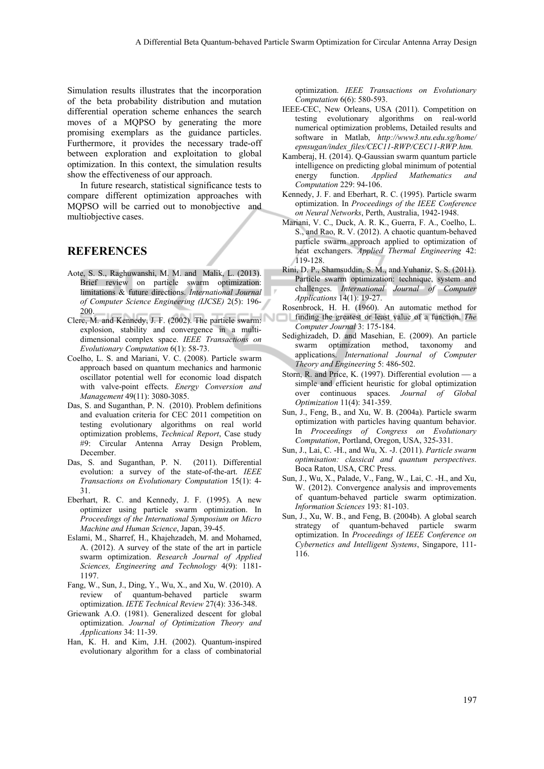Simulation results illustrates that the incorporation of the beta probability distribution and mutation differential operation scheme enhances the search moves of a MQPSO by generating the more promising exemplars as the guidance particles. Furthermore, it provides the necessary trade-off between exploration and exploitation to global optimization. In this context, the simulation results show the effectiveness of our approach.

In future research, statistical significance tests to compare different optimization approaches with MQPSO will be carried out to monobjective and multiobjective cases.

## REFERENCES

Aote, S. S., Raghuwanshi, M. M. and Malik, L. (2013). Brief review on particle swarm optimization: limitations & future directions. *International Journal of Computer Science Engineering (IJCSE)* 2(5): 196-200.

Clerc, M. and Kennedy, J. F. (2002). The particle swarm: explosion, stability and convergence in a multi-dimensional complex space. *IEEE Transactions on Evolutionary Computation* 6(1): 58-73.

Coelho, L. S. and Mariani, V. C. (2008). Particle swarm approach based on quantum mechanics and harmonic oscillator potential well for economic load dispatch with valve-point effects. *Energy Conversion and Management* 49(11): 3080-3085.

Das, S. and Suganthan, P. N. (2010). Problem definitions and evaluation criteria for CEC 2011 competition on testing evolutionary algorithms on real world optimization problems, *Technical Report*, Case study #9: Circular Antenna Array Design Problem, December.

Das, S. and Suganthan, P. N. (2011). Differential evolution: a survey of the state-of-the-art. *IEEE Transactions on Evolutionary Computation* 15(1): 4-31.

Eberhart, R. C. and Kennedy, J. F. (1995). A new optimizer using particle swarm optimization. In *Proceedings of the International Symposium on Micro Machine and Human Science*, Japan, 39-45.

Eslami, M., Sharref, H., Khajehzadeh, M. and Mohamed, A. (2012). A survey of the state of the art in particle swarm optimization. *Research Journal of Applied Sciences, Engineering and Technology* 4(9): 1181-1197.

Fang, W., Sun, J., Ding, Y., Wu, X., and Xu, W. (2010). A review of quantum-behaved particle swarm optimization. *IETE Technical Review* 27(4): 336-348.

Griewank A.O. (1981). Generalized descent for global optimization. *Journal of Optimization Theory and Applications* 34: 11-39.

Han, K. H. and Kim, J.H. (2002). Quantum-inspired evolutionary algorithm for a class of combinatorial optimization. *IEEE Transactions on Evolutionary Computation* 6(6): 580-593.

IEEE-CEC, New Orleans, USA (2011). Competition on testing evolutionary algorithms on real-world numerical optimization problems, Detailed results and software in Matlab, *http://www3.ntu.edu.sg/home/epnsugan/index_files/CEC11-RWP/CEC11-RWP.htm.*

Kamberaj, H. (2014). Q-Gaussian swarm quantum particle intelligence on predicting global minimum of potential energy function. *Applied Mathematics and Computation* 229: 94-106.

Kennedy, J. F. and Eberhart, R. C. (1995). Particle swarm optimization. In *Proceedings of the IEEE Conference on Neural Networks*, Perth, Australia, 1942-1948.

Mariani, V. C., Duck, A. R. K., Guerra, F. A., Coelho, L. S., and Rao, R. V. (2012). A chaotic quantum-behaved particle swarm approach applied to optimization of heat exchangers. *Applied Thermal Engineering* 42: 119-128.

Rini, D. P., Shamsuddin, S. M., and Yuhaniz, S. S. (2011). Particle swarm optimization: technique, system and challenges. *International Journal of Computer Applications* 14(1): 19-27.

Rosenbrock, H. H. (1960). An automatic method for finding the greatest or least value of a function. *The Computer Journal* 3: 175-184.

Sedighizadeh, D. and Masehian, E. (2009). An particle swarm optimization method, taxonomy and applications. *International Journal of Computer Theory and Engineering* 5: 486-502.

Storn, R. and Price, K. (1997). Differential evolution — a simple and efficient heuristic for global optimization over continuous spaces. *Journal of Global Optimization* 11(4): 341-359.

Sun, J., Feng, B., and Xu, W. B. (2004a). Particle swarm optimization with particles having quantum behavior. In *Proceedings of Congress on Evolutionary Computation*, Portland, Oregon, USA, 325-331.

Sun, J., Lai, C. -H., and Wu, X. -J. (2011). *Particle swarm optimisation: classical and quantum perspectives*. Boca Raton, USA, CRC Press.

Sun, J., Wu, X., Palade, V., Fang, W., Lai, C. -H., and Xu, W. (2012). Convergence analysis and improvements of quantum-behaved particle swarm optimization. *Information Sciences* 193: 81-103.

Sun, J., Xu, W. B., and Feng, B. (2004b). A global search strategy of quantum-behaved particle swarm optimization. In *Proceedings of IEEE Conference on Cybernetics and Intelligent Systems*, Singapore, 111-116.